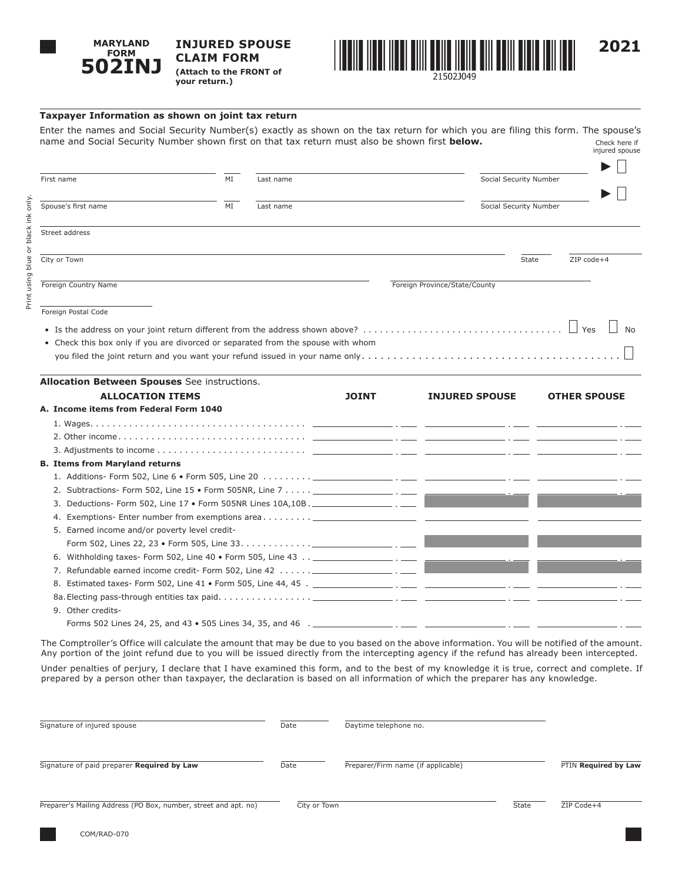# MARYLAND FORM 502INJ

## INJURED SPOUSE CLAIM FORM

**(Attach to the FRONT of your return.)**

21502J049

2021

### Taxpayer Information as shown on joint tax return

Enter the names and Social Security Number(s) exactly as shown on the tax return for which you are filing this form. The spouse's name and Social Security Number shown first on that tax return must also be shown first **below.**

Check here if injured spouse

| First name | MI | Last name | Social Security Number | ▶ ☐ |
|---|---|---|---|---|
| Spouse's first name | MI | Last name | Social Security Number | ▶ ☐ |

Street address

City or Town | State | ZIP code+4

Foreign Country Name | Foreign Province/State/County

Foreign Postal Code

- Is the address on your joint return different from the address shown above? . . . . . . . . . . ☐ Yes ☐ No
- Check this box only if you are divorced or separated from the spouse with whom you filed the joint return and you want your refund issued in your name only. . . . . . . . . . ☐

Print using blue or black ink only.

### Allocation Between Spouses See instructions.

| ALLOCATION ITEMS | JOINT | INJURED SPOUSE | OTHER SPOUSE |
|---|---|---|---|
| **A. Income items from Federal Form 1040** | | | |
| 1. Wages | | | |
| 2. Other income | | | |
| 3. Adjustments to income | | | |
| **B. Items from Maryland returns** | | | |
| 1. Additions- Form 502, Line 6 • Form 505, Line 20 | | | |
| 2. Subtractions- Form 502, Line 15 • Form 505NR, Line 7 | | | |
| 3. Deductions- Form 502, Line 17 • Form 505NR Lines 10A,10B | | | |
| 4. Exemptions- Enter number from exemptions area | | | |
| 5. Earned income and/or poverty level credit- Form 502, Lines 22, 23 • Form 505, Line 33 | | | |
| 6. Withholding taxes- Form 502, Line 40 • Form 505, Line 43 | | | |
| 7. Refundable earned income credit- Form 502, Line 42 | | | |
| 8. Estimated taxes- Form 502, Line 41 • Form 505, Line 44, 45 | | | |
| 8a. Electing pass-through entities tax paid | | | |
| 9. Other credits- Forms 502 Lines 24, 25, and 43 • 505 Lines 34, 35, and 46 | | | |

The Comptroller's Office will calculate the amount that may be due to you based on the above information. You will be notified of the amount. Any portion of the joint refund due to you will be issued directly from the intercepting agency if the refund has already been intercepted.

Under penalties of perjury, I declare that I have examined this form, and to the best of my knowledge it is true, correct and complete. If prepared by a person other than taxpayer, the declaration is based on all information of which the preparer has any knowledge.

Signature of injured spouse | Date | Daytime telephone no.

Signature of paid preparer **Required by Law** | Date | Preparer/Firm name (if applicable) | PTIN **Required by Law**

Preparer's Mailing Address (PO Box, number, street and apt. no) | City or Town | State | ZIP Code+4

COM/RAD-070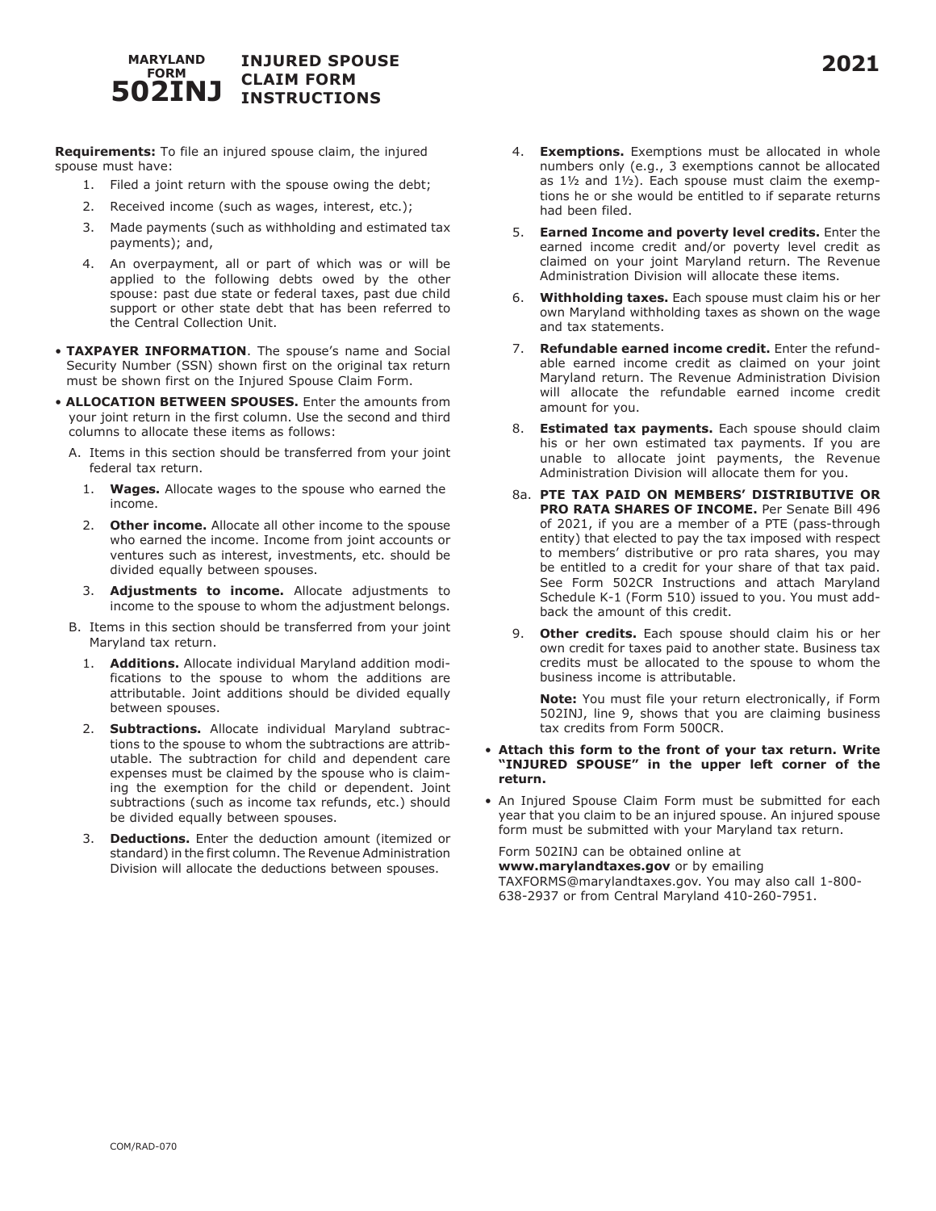# MARYLAND FORM 502INJ INJURED SPOUSE CLAIM FORM INSTRUCTIONS

# 2021

**Requirements:** To file an injured spouse claim, the injured spouse must have:

1. Filed a joint return with the spouse owing the debt;
2. Received income (such as wages, interest, etc.);
3. Made payments (such as withholding and estimated tax payments); and,
4. An overpayment, all or part of which was or will be applied to the following debts owed by the other spouse: past due state or federal taxes, past due child support or other state debt that has been referred to the Central Collection Unit.

- **TAXPAYER INFORMATION**. The spouse's name and Social Security Number (SSN) shown first on the original tax return must be shown first on the Injured Spouse Claim Form.
- **ALLOCATION BETWEEN SPOUSES.** Enter the amounts from your joint return in the first column. Use the second and third columns to allocate these items as follows:

A. Items in this section should be transferred from your joint federal tax return.

1. **Wages.** Allocate wages to the spouse who earned the income.
2. **Other income.** Allocate all other income to the spouse who earned the income. Income from joint accounts or ventures such as interest, investments, etc. should be divided equally between spouses.
3. **Adjustments to income.** Allocate adjustments to income to the spouse to whom the adjustment belongs.

B. Items in this section should be transferred from your joint Maryland tax return.

1. **Additions.** Allocate individual Maryland addition modifications to the spouse to whom the additions are attributable. Joint additions should be divided equally between spouses.
2. **Subtractions.** Allocate individual Maryland subtractions to the spouse to whom the subtractions are attributable. The subtraction for child and dependent care expenses must be claimed by the spouse who is claiming the exemption for the child or dependent. Joint subtractions (such as income tax refunds, etc.) should be divided equally between spouses.
3. **Deductions.** Enter the deduction amount (itemized or standard) in the first column. The Revenue Administration Division will allocate the deductions between spouses.
4. **Exemptions.** Exemptions must be allocated in whole numbers only (e.g., 3 exemptions cannot be allocated as 1½ and 1½). Each spouse must claim the exemptions he or she would be entitled to if separate returns had been filed.
5. **Earned Income and poverty level credits.** Enter the earned income credit and/or poverty level credit as claimed on your joint Maryland return. The Revenue Administration Division will allocate these items.
6. **Withholding taxes.** Each spouse must claim his or her own Maryland withholding taxes as shown on the wage and tax statements.
7. **Refundable earned income credit.** Enter the refundable earned income credit as claimed on your joint Maryland return. The Revenue Administration Division will allocate the refundable earned income credit amount for you.
8. **Estimated tax payments.** Each spouse should claim his or her own estimated tax payments. If you are unable to allocate joint payments, the Revenue Administration Division will allocate them for you.

8a. **PTE TAX PAID ON MEMBERS' DISTRIBUTIVE OR PRO RATA SHARES OF INCOME.** Per Senate Bill 496 of 2021, if you are a member of a PTE (pass-through entity) that elected to pay the tax imposed with respect to members' distributive or pro rata shares, you may be entitled to a credit for your share of that tax paid. See Form 502CR Instructions and attach Maryland Schedule K-1 (Form 510) issued to you. You must add-back the amount of this credit.

9. **Other credits.** Each spouse should claim his or her own credit for taxes paid to another state. Business tax credits must be allocated to the spouse to whom the business income is attributable.

   **Note:** You must file your return electronically, if Form 502INJ, line 9, shows that you are claiming business tax credits from Form 500CR.

- **Attach this form to the front of your tax return. Write "INJURED SPOUSE" in the upper left corner of the return.**
- An Injured Spouse Claim Form must be submitted for each year that you claim to be an injured spouse. An injured spouse form must be submitted with your Maryland tax return.

Form 502INJ can be obtained online at **www.marylandtaxes.gov** or by emailing TAXFORMS@marylandtaxes.gov. You may also call 1-800-638-2937 or from Central Maryland 410-260-7951.

COM/RAD-070